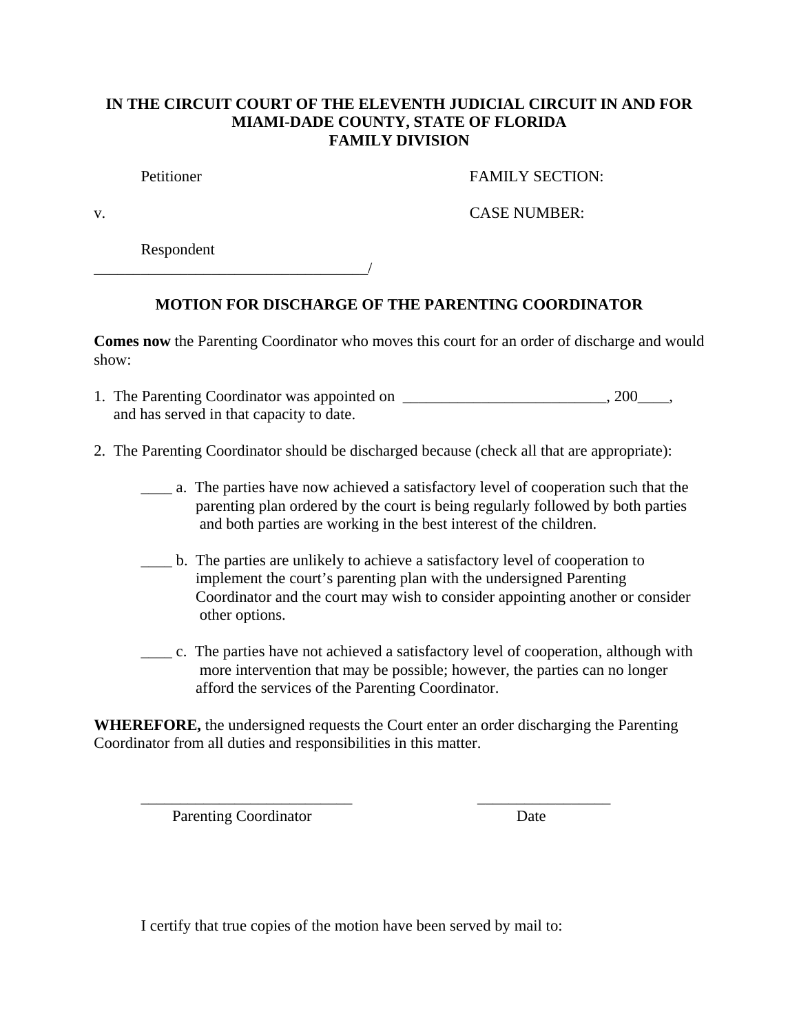**IN THE CIRCUIT COURT OF THE ELEVENTH JUDICIAL CIRCUIT IN AND FOR MIAMI-DADE COUNTY, STATE OF FLORIDA**
**FAMILY DIVISION**

Petitioner FAMILY SECTION:

v. CASE NUMBER:

Respondent
___________________________________/

## MOTION FOR DISCHARGE OF THE PARENTING COORDINATOR

**Comes now** the Parenting Coordinator who moves this court for an order of discharge and would show:

1. The Parenting Coordinator was appointed on __________________________, 200____, and has served in that capacity to date.

2. The Parenting Coordinator should be discharged because (check all that are appropriate):

   ____ a. The parties have now achieved a satisfactory level of cooperation such that the parenting plan ordered by the court is being regularly followed by both parties and both parties are working in the best interest of the children.

   ____ b. The parties are unlikely to achieve a satisfactory level of cooperation to implement the court's parenting plan with the undersigned Parenting Coordinator and the court may wish to consider appointing another or consider other options.

   ____ c. The parties have not achieved a satisfactory level of cooperation, although with more intervention that may be possible; however, the parties can no longer afford the services of the Parenting Coordinator.

**WHEREFORE,** the undersigned requests the Court enter an order discharging the Parenting Coordinator from all duties and responsibilities in this matter.

___________________________ _________________
Parenting Coordinator Date

I certify that true copies of the motion have been served by mail to: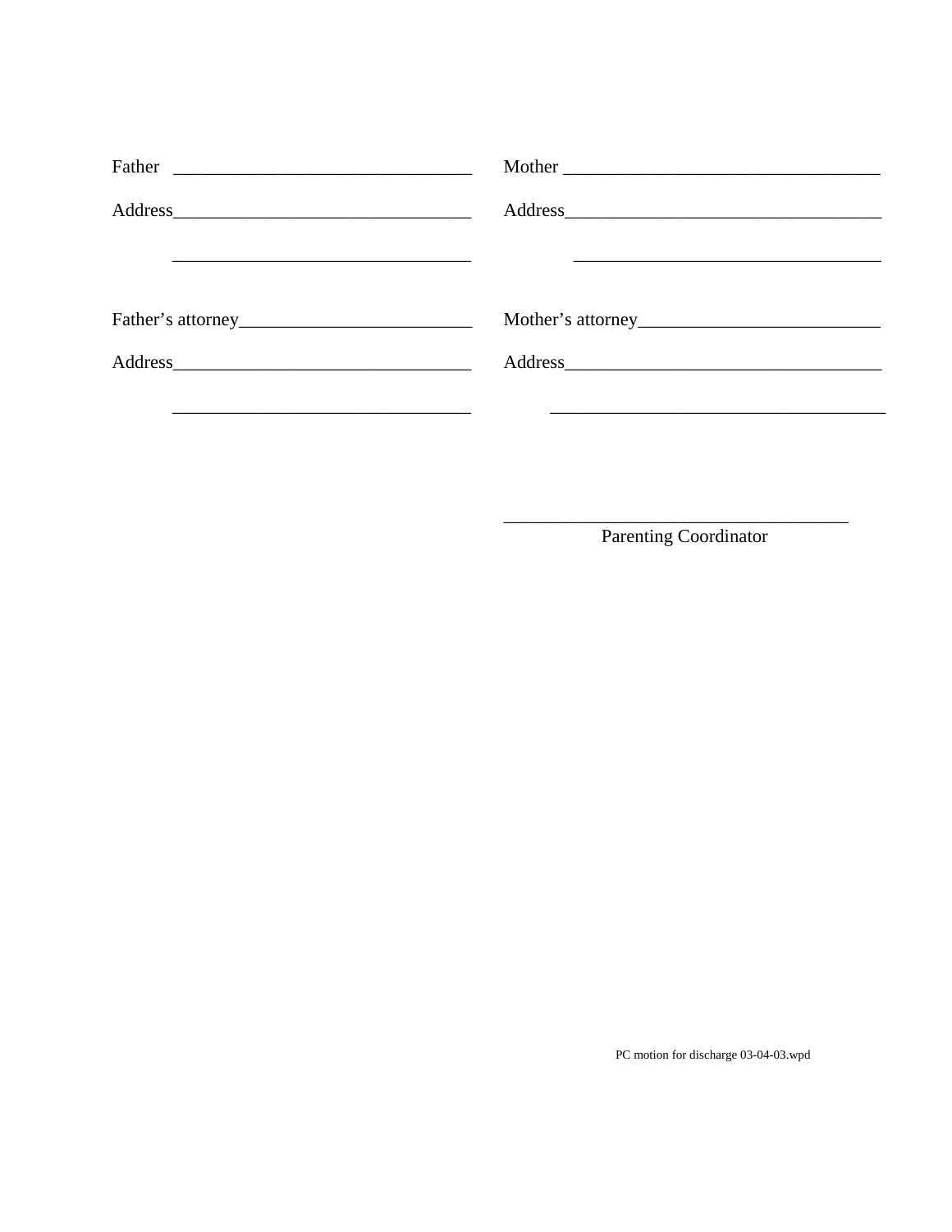| | |
|---|---|
| Father ________________________________ | Mother __________________________________ |
| Address________________________________ | Address__________________________________ |
| ________________________________ | _________________________________ |
| Father's attorney________________________ | Mother's attorney_________________________ |
| Address________________________________ | Address__________________________________ |
| ________________________________ | ____________________________________ |

_____________________________________
Parenting Coordinator

PC motion for discharge 03-04-03.wpd